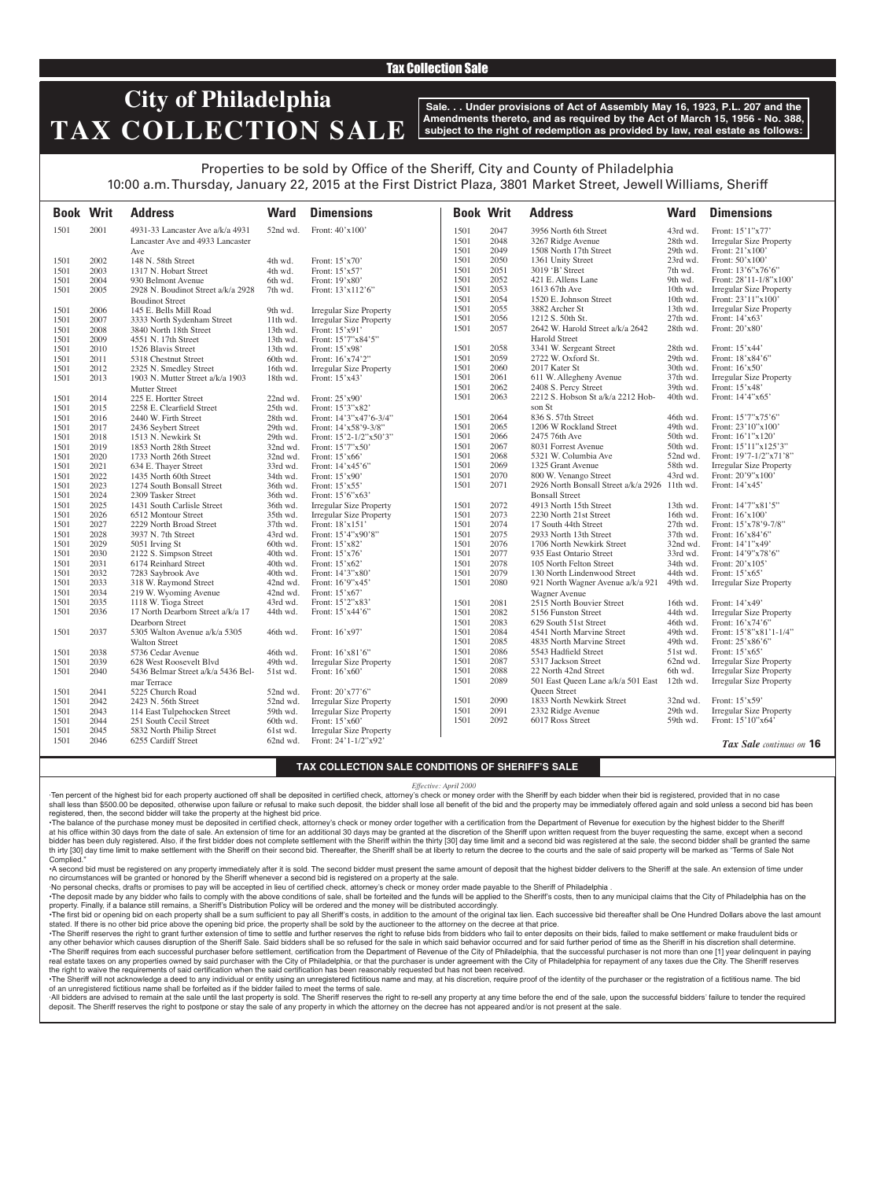Tax Collection Sale

# City of Philadelphia TAX COLLECTION SALE

**Sale. . . Under provisions of Act of Assembly May 16, 1923, P.L. 207 and the Amendments thereto, and as required by the Act of March 15, 1956 - No. 388, subject to the right of redemption as provided by law, real estate as follows:**

Properties to be sold by Office of the Sheriff, City and County of Philadelphia
10:00 a.m. Thursday, January 22, 2015 at the First District Plaza, 3801 Market Street, Jewell Williams, Sheriff

| Book | Writ | Address | Ward | Dimensions |
|---|---|---|---|---|
| 1501 | 2001 | 4931-33 Lancaster Ave a/k/a 4931 Lancaster Ave and 4933 Lancaster Ave | 52nd wd. | Front: 40'x100' |
| 1501 | 2002 | 148 N. 58th Street | 4th wd. | Front: 15'x70' |
| 1501 | 2003 | 1317 N. Hobart Street | 4th wd. | Front: 15'x57' |
| 1501 | 2004 | 930 Belmont Avenue | 6th wd. | Front: 19'x80' |
| 1501 | 2005 | 2928 N. Boudinot Street a/k/a 2928 Boudinot Street | 7th wd. | Front: 13'x112'6" |
| 1501 | 2006 | 145 E. Bells Mill Road | 9th wd. | Irregular Size Property |
| 1501 | 2007 | 3333 North Sydenham Street | 11th wd. | Irregular Size Property |
| 1501 | 2008 | 3840 North 18th Street | 13th wd. | Front: 15'x91' |
| 1501 | 2009 | 4551 N. 17th Street | 13th wd. | Front: 15'7"x84'5" |
| 1501 | 2010 | 1526 Blavis Street | 13th wd. | Front: 15'x98' |
| 1501 | 2011 | 5318 Chestnut Street | 60th wd. | Front: 16'x74'2" |
| 1501 | 2012 | 2325 N. Smedley Street | 16th wd. | Irregular Size Property |
| 1501 | 2013 | 1903 N. Mutter Street a/k/a 1903 Mutter Street | 18th wd. | Front: 15'x43' |
| 1501 | 2014 | 225 E. Hortter Street | 22nd wd. | Front: 25'x90' |
| 1501 | 2015 | 2258 E. Clearfield Street | 25th wd. | Front: 15'3"x82' |
| 1501 | 2016 | 2440 W. Firth Street | 28th wd. | Front: 14'3"x47'6-3/4" |
| 1501 | 2017 | 2436 Seybert Street | 29th wd. | Front: 14'x58'9-3/8" |
| 1501 | 2018 | 1513 N. Newkirk St | 29th wd. | Front: 15'2-1/2"x50'3" |
| 1501 | 2019 | 1853 North 28th Street | 32nd wd. | Front: 15'7"x50' |
| 1501 | 2020 | 1733 North 26th Street | 32nd wd. | Front: 15'x66' |
| 1501 | 2021 | 634 E. Thayer Street | 33rd wd. | Front: 14'x45'6" |
| 1501 | 2022 | 1435 North 60th Street | 34th wd. | Front: 15'x90' |
| 1501 | 2023 | 1274 South Bonsall Street | 36th wd. | Front: 15'x55' |
| 1501 | 2024 | 2309 Tasker Street | 36th wd. | Front: 15'6"x63' |
| 1501 | 2025 | 1431 South Carlisle Street | 36th wd. | Irregular Size Property |
| 1501 | 2026 | 6512 Montour Street | 35th wd. | Irregular Size Property |
| 1501 | 2027 | 2229 North Broad Street | 37th wd. | Front: 18'x151' |
| 1501 | 2028 | 3937 N. 7th Street | 43rd wd. | Front: 15'4"x90'8" |
| 1501 | 2029 | 5051 Irving St | 60th wd. | Front: 15'x82' |
| 1501 | 2030 | 2122 S. Simpson Street | 40th wd. | Front: 15'x76' |
| 1501 | 2031 | 6174 Reinhard Street | 40th wd. | Front: 15'x62' |
| 1501 | 2032 | 7283 Saybrook Ave | 40th wd. | Front: 14'3"x80' |
| 1501 | 2033 | 318 W. Raymond Street | 42nd wd. | Front: 16'9"x45' |
| 1501 | 2034 | 219 W. Wyoming Avenue | 42nd wd. | Front: 15'x67' |
| 1501 | 2035 | 1118 W. Tioga Street | 43rd wd. | Front: 15'2"x83' |
| 1501 | 2036 | 17 North Dearborn Street a/k/a 17 Dearborn Street | 44th wd. | Front: 15'x44'6" |
| 1501 | 2037 | 5305 Walton Avenue a/k/a 5305 Walton Street | 46th wd. | Front: 16'x97' |
| 1501 | 2038 | 5736 Cedar Avenue | 46th wd. | Front: 16'x81'6" |
| 1501 | 2039 | 628 West Roosevelt Blvd | 49th wd. | Irregular Size Property |
| 1501 | 2040 | 5436 Belmar Street a/k/a 5436 Belmar Terrace | 51st wd. | Front: 16'x60' |
| 1501 | 2041 | 5225 Church Road | 52nd wd. | Front: 20'x77'6" |
| 1501 | 2042 | 2423 N. 56th Street | 52nd wd. | Irregular Size Property |
| 1501 | 2043 | 114 East Tulpehocken Street | 59th wd. | Irregular Size Property |
| 1501 | 2044 | 251 South Cecil Street | 60th wd. | Front: 15'x60' |
| 1501 | 2045 | 5832 North Philip Street | 61st wd. | Irregular Size Property |
| 1501 | 2046 | 6255 Cardiff Street | 62nd wd. | Front: 24'1-1/2"x92' |
| 1501 | 2047 | 3956 North 6th Street | 43rd wd. | Front: 15'1"x77' |
| 1501 | 2048 | 3267 Ridge Avenue | 28th wd. | Irregular Size Property |
| 1501 | 2049 | 1508 North 17th Street | 29th wd. | Front: 21'x100' |
| 1501 | 2050 | 1361 Unity Street | 23rd wd. | Front: 50'x100' |
| 1501 | 2051 | 3019 'B' Street | 7th wd. | Front: 13'6"x76'6" |
| 1501 | 2052 | 421 E. Allens Lane | 9th wd. | Front: 28'11-1/8"x100' |
| 1501 | 2053 | 1613 67th Ave | 10th wd. | Irregular Size Property |
| 1501 | 2054 | 1520 E. Johnson Street | 10th wd. | Front: 23'11"x100' |
| 1501 | 2055 | 3882 Archer St | 13th wd. | Irregular Size Property |
| 1501 | 2056 | 1212 S. 50th St. | 27th wd. | Front: 14'x63' |
| 1501 | 2057 | 2642 W. Harold Street a/k/a 2642 Harold Street | 28th wd. | Front: 20'x80' |
| 1501 | 2058 | 3341 W. Sergeant Street | 28th wd. | Front: 15'x44' |
| 1501 | 2059 | 2722 W. Oxford St. | 29th wd. | Front: 18'x84'6" |
| 1501 | 2060 | 2017 Kater St | 30th wd. | Front: 16'x50' |
| 1501 | 2061 | 611 W. Allegheny Avenue | 37th wd. | Irregular Size Property |
| 1501 | 2062 | 2408 S. Percy Street | 39th wd. | Front: 15'x48' |
| 1501 | 2063 | 2212 S. Hobson St a/k/a 2212 Hobson St | 40th wd. | Front: 14'x65' |
| 1501 | 2064 | 836 S. 57th Street | 46th wd. | Front: 15'7"x75'6" |
| 1501 | 2065 | 1206 W Rockland Street | 49th wd. | Front: 23'10"x100' |
| 1501 | 2066 | 2475 76th Ave | 50th wd. | Front: 16'1"x120' |
| 1501 | 2067 | 8031 Forrest Avenue | 50th wd. | Front: 15'11"x125'3" |
| 1501 | 2068 | 5321 W. Columbia Ave | 52nd wd. | Front: 19'7-1/2"x71'8" |
| 1501 | 2069 | 1325 Grant Avenue | 58th wd. | Irregular Size Property |
| 1501 | 2070 | 800 W. Venango Street | 43rd wd. | Front: 20'9"x100' |
| 1501 | 2071 | 2926 North Bonsall Street a/k/a 2926 Bonsall Street | 11th wd. | Front: 14'x45' |
| 1501 | 2072 | 4913 North 15th Street | 13th wd. | Front: 14'7"x81'5" |
| 1501 | 2073 | 2230 North 21st Street | 16th wd. | Front: 16'x100' |
| 1501 | 2074 | 17 South 44th Street | 27th wd. | Front: 15'x78'9-7/8" |
| 1501 | 2075 | 2933 North 13th Street | 37th wd. | Front: 16'x84'6" |
| 1501 | 2076 | 1706 North Newkirk Street | 32nd wd. | Front: 14'1"x49' |
| 1501 | 2077 | 935 East Ontario Street | 33rd wd. | Front: 14'9"x78'6" |
| 1501 | 2078 | 105 North Felton Street | 34th wd. | Front: 20'x105' |
| 1501 | 2079 | 130 North Lindenwood Street | 44th wd. | Front: 15'x65' |
| 1501 | 2080 | 921 North Wagner Avenue a/k/a 921 Wagner Avenue | 49th wd. | Irregular Size Property |
| 1501 | 2081 | 2515 North Bouvier Street | 16th wd. | Front: 14'x49' |
| 1501 | 2082 | 5156 Funston Street | 44th wd. | Irregular Size Property |
| 1501 | 2083 | 629 South 51st Street | 46th wd. | Front: 16'x74'6" |
| 1501 | 2084 | 4541 North Marvine Street | 49th wd. | Front: 15'8"x81'1-1/4" |
| 1501 | 2085 | 4835 North Marvine Street | 49th wd. | Front: 25'x86'6" |
| 1501 | 2086 | 5543 Hadfield Street | 51st wd. | Front: 15'x65' |
| 1501 | 2087 | 5317 Jackson Street | 62nd wd. | Irregular Size Property |
| 1501 | 2088 | 22 North 42nd Street | 6th wd. | Irregular Size Property |
| 1501 | 2089 | 501 East Queen Lane a/k/a 501 East Queen Street | 12th wd. | Irregular Size Property |
| 1501 | 2090 | 1833 North Newkirk Street | 32nd wd. | Front: 15'x59' |
| 1501 | 2091 | 2332 Ridge Avenue | 29th wd. | Irregular Size Property |
| 1501 | 2092 | 6017 Ross Street | 59th wd. | Front: 15'10"x64' |

*Tax Sale continues on* **16**

## TAX COLLECTION SALE CONDITIONS OF SHERIFF'S SALE

*Effective: April 2000*

·Ten percent of the highest bid for each property auctioned off shall be deposited in certified check, attorney's check or money order with the Sheriff by each bidder when their bid is registered, provided that in no case shall less than $500.00 be deposited, otherwise upon failure or refusal to make such deposit, the bidder shall lose all benefit of the bid and the property may be immediately offered again and sold unless a second bid has been registered, then, the second bidder will take the property at the highest bid price.

•The balance of the purchase money must be deposited in certified check, attorney's check or money order together with a certification from the Department of Revenue for execution by the highest bidder to the Sheriff at his office within 30 days from the date of sale. An extension of time for an additional 30 days may be granted at the discretion of the Sheriff upon written request from the buyer requesting the same, except when a second bidder has been duly registered. Also, if the first bidder does not complete settlement with the Sheriff within the thirty [30] day time limit and a second bid was registered at the sale, the second bidder shall be granted the same th irty [30] day time limit to make settlement with the Sheriff on their second bid. Thereafter, the Sheriff shall be at liberty to return the decree to the courts and the sale of said property will be marked as "Terms of Sale Not Complied."

•A second bid must be registered on any property immediately after it is sold. The second bidder must present the same amount of deposit that the highest bidder delivers to the Sheriff at the sale. An extension of time under no circumstances will be granted or honored by the Sheriff whenever a second bid is registered on a property at the sale.

·No personal checks, drafts or promises to pay will be accepted in lieu of certified check, attorney's check or money order made payable to the Sheriff of Philadelphia .

•The deposit made by any bidder who fails to comply with the above conditions of sale, shall be forteited and the funds will be applied to the Sheriff's costs, then to any municipal claims that the City of Philadelphia has on the property. Finally, if a balance still remains, a Sheriff's Distribution Policy will be ordered and the money will be distributed accordingly.

•The first bid or opening bid on each property shall be a sum sufficient to pay all Sheriff's costs, in addition to the amount of the original tax lien. Each successive bid thereafter shall be One Hundred Dollars above the last amount stated. If there is no other bid price above the opening bid price, the property shall be sold by the auctioneer to the attorney on the decree at that price.

•The Sheriff reserves the right to grant further extension of time to settle and further reserves the right to refuse bids from bidders who fail to enter deposits on their bids, failed to make settlement or make fraudulent bids or any other behavior which causes disruption of the Sheriff Sale. Said bidders shall be so refused for the sale in which said behavior occurred and for said further period of time as the Sheriff in his discretion shall determine.

•The Sheriff requires from each successful purchaser before settlement, certification from the Department of Revenue of the City of Philadelphia, that the successful purchaser is not more than one [1] year delinquent in paying real estate taxes on any properties owned by said purchaser with the City of Philadelphia, or that the purchaser is under agreement with the City of Philadelphia for repayment of any taxes due the City. The Sheriff reserves the right to waive the requirements of said certification when the said certification has been reasonably requested but has not been received.

•The Sheriff will not acknowledge a deed to any individual or entity using an unregistered fictitious name and may, at his discretion, require proof of the identity of the purchaser or the registration of a fictitious name. The bid of an unregistered fictitious name shall be forfeited as if the bidder failed to meet the terms of sale.

·All bidders are advised to remain at the sale until the last property is sold. The Sheriff reserves the right to re-sell any property at any time before the end of the sale, upon the successful bidders' failure to tender the required deposit. The Sheriff reserves the right to postpone or stay the sale of any property in which the attorney on the decree has not appeared and/or is not present at the sale.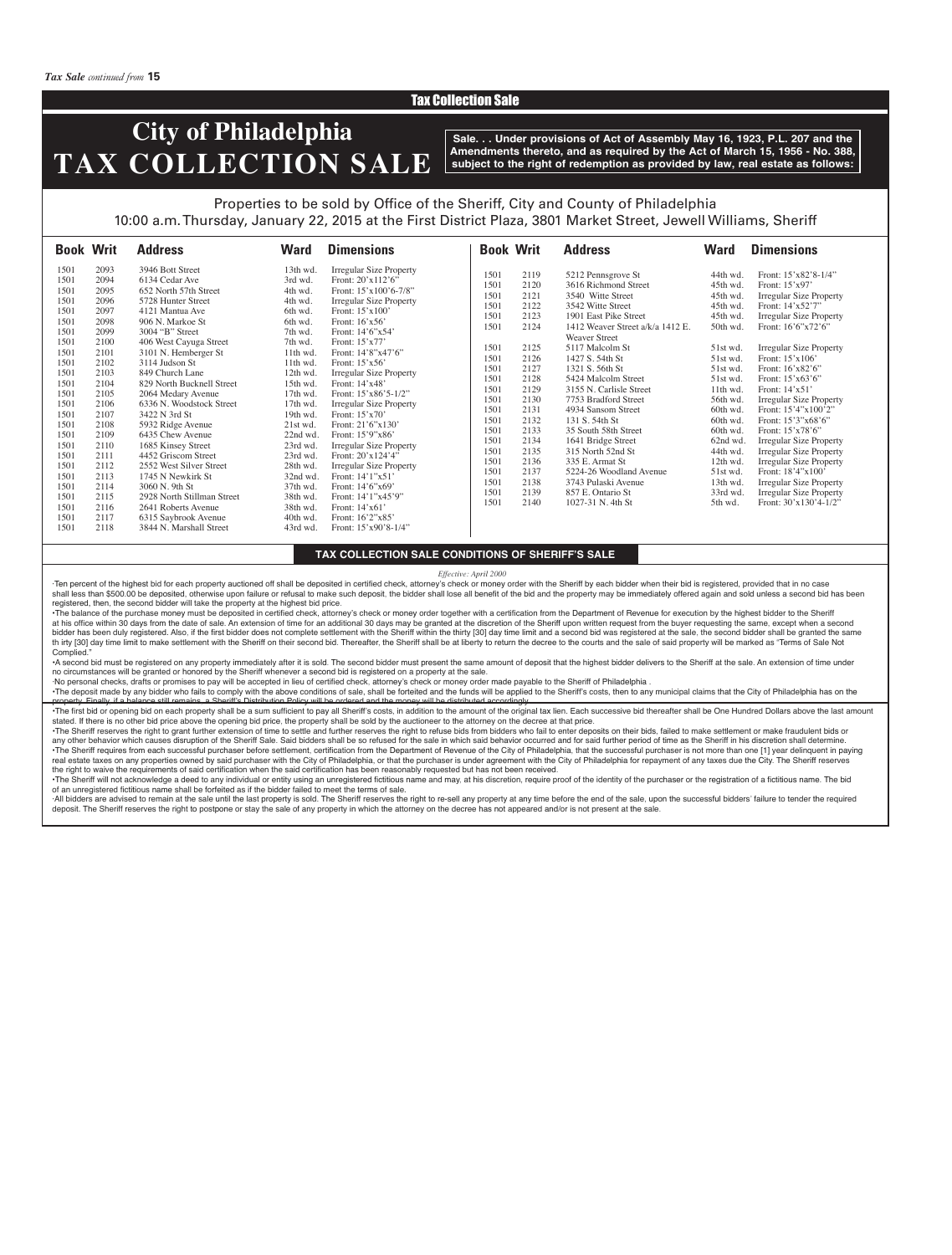*Tax Sale continued from* **15**

Tax Collection Sale

# City of Philadelphia TAX COLLECTION SALE

**Sale. . . Under provisions of Act of Assembly May 16, 1923, P.L. 207 and the Amendments thereto, and as required by the Act of March 15, 1956 - No. 388, subject to the right of redemption as provided by law, real estate as follows:**

Properties to be sold by Office of the Sheriff, City and County of Philadelphia
10:00 a.m. Thursday, January 22, 2015 at the First District Plaza, 3801 Market Street, Jewell Williams, Sheriff

| Book | Writ | Address | Ward | Dimensions |
|---|---|---|---|---|
| 1501 | 2093 | 3946 Bott Street | 13th wd. | Irregular Size Property |
| 1501 | 2094 | 6134 Cedar Ave | 3rd wd. | Front: 20'x112'6" |
| 1501 | 2095 | 652 North 57th Street | 4th wd. | Front: 15'x100'6-7/8" |
| 1501 | 2096 | 5728 Hunter Street | 4th wd. | Irregular Size Property |
| 1501 | 2097 | 4121 Mantua Ave | 6th wd. | Front: 15'x100' |
| 1501 | 2098 | 906 N. Markoe St | 6th wd. | Front: 16'x56' |
| 1501 | 2099 | 3004 "B" Street | 7th wd. | Front: 14'6"x54' |
| 1501 | 2100 | 406 West Cayuga Street | 7th wd. | Front: 15'x77' |
| 1501 | 2101 | 3101 N. Hemberger St | 11th wd. | Front: 14'8"x47'6" |
| 1501 | 2102 | 3114 Judson St | 11th wd. | Front: 15'x56' |
| 1501 | 2103 | 849 Church Lane | 12th wd. | Irregular Size Property |
| 1501 | 2104 | 829 North Bucknell Street | 15th wd. | Front: 14'x48' |
| 1501 | 2105 | 2064 Medary Avenue | 17th wd. | Front: 15'x86'5-1/2" |
| 1501 | 2106 | 6336 N. Woodstock Street | 17th wd. | Irregular Size Property |
| 1501 | 2107 | 3422 N 3rd St | 19th wd. | Front: 15'x70' |
| 1501 | 2108 | 5932 Ridge Avenue | 21st wd. | Front: 21'6"x130' |
| 1501 | 2109 | 6435 Chew Avenue | 22nd wd. | Front: 15'9"x86' |
| 1501 | 2110 | 1685 Kinsey Street | 23rd wd. | Irregular Size Property |
| 1501 | 2111 | 4452 Griscom Street | 23rd wd. | Front: 20'x124'4" |
| 1501 | 2112 | 2552 West Silver Street | 28th wd. | Irregular Size Property |
| 1501 | 2113 | 1745 N Newkirk St | 32nd wd. | Front: 14'1"x51' |
| 1501 | 2114 | 3060 N. 9th St | 37th wd. | Front: 14'6"x69' |
| 1501 | 2115 | 2928 North Stillman Street | 38th wd. | Front: 14'1"x45'9" |
| 1501 | 2116 | 2641 Roberts Avenue | 38th wd. | Front: 14'x61' |
| 1501 | 2117 | 6315 Saybrook Avenue | 40th wd. | Front: 16'2"x85' |
| 1501 | 2118 | 3844 N. Marshall Street | 43rd wd. | Front: 15'x90'8-1/4" |
| 1501 | 2119 | 5212 Pennsgrove St | 44th wd. | Front: 15'x82'8-1/4" |
| 1501 | 2120 | 3616 Richmond Street | 45th wd. | Front: 15'x97' |
| 1501 | 2121 | 3540 Witte Street | 45th wd. | Irregular Size Property |
| 1501 | 2122 | 3542 Witte Street | 45th wd. | Front: 14'x52'7" |
| 1501 | 2123 | 1901 East Pike Street | 45th wd. | Irregular Size Property |
| 1501 | 2124 | 1412 Weaver Street a/k/a 1412 E. Weaver Street | 50th wd. | Front: 16'6"x72'6" |
| 1501 | 2125 | 5117 Malcolm St | 51st wd. | Irregular Size Property |
| 1501 | 2126 | 1427 S. 54th St | 51st wd. | Front: 15'x106' |
| 1501 | 2127 | 1321 S. 56th St | 51st wd. | Front: 16'x82'6" |
| 1501 | 2128 | 5424 Malcolm Street | 51st wd. | Front: 15'x63'6" |
| 1501 | 2129 | 3155 N. Carlisle Street | 11th wd. | Front: 14'x51' |
| 1501 | 2130 | 7753 Bradford Street | 56th wd. | Irregular Size Property |
| 1501 | 2131 | 4934 Sansom Street | 60th wd. | Front: 15'4"x100'2" |
| 1501 | 2132 | 131 S. 54th St | 60th wd. | Front: 15'3"x68'6" |
| 1501 | 2133 | 35 South 58th Street | 60th wd. | Front: 15'x78'6" |
| 1501 | 2134 | 1641 Bridge Street | 62nd wd. | Irregular Size Property |
| 1501 | 2135 | 315 North 52nd St | 44th wd. | Irregular Size Property |
| 1501 | 2136 | 335 E. Armat St | 12th wd. | Irregular Size Property |
| 1501 | 2137 | 5224-26 Woodland Avenue | 51st wd. | Front: 18'4"x100' |
| 1501 | 2138 | 3743 Pulaski Avenue | 13th wd. | Irregular Size Property |
| 1501 | 2139 | 857 E. Ontario St | 33rd wd. | Irregular Size Property |
| 1501 | 2140 | 1027-31 N. 4th St | 5th wd. | Front: 30'x130'4-1/2" |

## TAX COLLECTION SALE CONDITIONS OF SHERIFF'S SALE

*Effective: April 2000*

·Ten percent of the highest bid for each property auctioned off shall be deposited in certified check, attorney's check or money order with the Sheriff by each bidder when their bid is registered, provided that in no case shall less than $500.00 be deposited, otherwise upon failure or refusal to make such deposit, the bidder shall lose all benefit of the bid and the property may be immediately offered again and sold unless a second bid has been registered, then, the second bidder will take the property at the highest bid price.

•The balance of the purchase money must be deposited in certified check, attorney's check or money order together with a certification from the Department of Revenue for execution by the highest bidder to the Sheriff at his office within 30 days from the date of sale. An extension of time for an additional 30 days may be granted at the discretion of the Sheriff upon written request from the buyer requesting the same, except when a second bidder has been duly registered. Also, if the first bidder does not complete settlement with the Sheriff within the thirty [30] day time limit and a second bid was registered at the sale, the second bidder shall be granted the same th irty [30] day time limit to make settlement with the Sheriff on their second bid. Thereafter, the Sheriff shall be at liberty to return the decree to the courts and the sale of said property will be marked as "Terms of Sale Not Complied."

•A second bid must be registered on any property immediately after it is sold. The second bidder must present the same amount of deposit that the highest bidder delivers to the Sheriff at the sale. An extension of time under no circumstances will be granted or honored by the Sheriff whenever a second bid is registered on a property at the sale.

·No personal checks, drafts or promises to pay will be accepted in lieu of certified check, attorney's check or money order made payable to the Sheriff of Philadelphia .

•The deposit made by any bidder who fails to comply with the above conditions of sale, shall be forteited and the funds will be applied to the Sheriff's costs, then to any municipal claims that the City of Philadelphia has on the property. Finally, if a balance still remains, a Sheriff's Distribution Policy will be ordered and the money will be distributed accordingly.

•The first bid or opening bid on each property shall be a sum sufficient to pay all Sheriff's costs, in addition to the amount of the original tax lien. Each successive bid thereafter shall be One Hundred Dollars above the last amount stated. If there is no other bid price above the opening bid price, the property shall be sold by the auctioneer to the attorney on the decree at that price.

•The Sheriff reserves the right to grant further extension of time to settle and further reserves the right to refuse bids from bidders who fail to enter deposits on their bids, failed to make settlement or make fraudulent bids or any other behavior which causes disruption of the Sheriff Sale. Said bidders shall be so refused for the sale in which said behavior occurred and for said further period of time as the Sheriff in his discretion shall determine.

•The Sheriff requires from each successful purchaser before settlement, certification from the Department of Revenue of the City of Philadelphia, that the successful purchaser is not more than one [1] year delinquent in paying real estate taxes on any properties owned by said purchaser with the City of Philadelphia, or that the purchaser is under agreement with the City of Philadelphia for repayment of any taxes due the City. The Sheriff reserves the right to waive the requirements of said certification when the said certification has been reasonably requested but has not been received.

•The Sheriff will not acknowledge a deed to any individual or entity using an unregistered fictitious name and may, at his discretion, require proof of the identity of the purchaser or the registration of a fictitious name. The bid of an unregistered fictitious name shall be forfeited as if the bidder failed to meet the terms of sale.

·All bidders are advised to remain at the sale until the last property is sold. The Sheriff reserves the right to re-sell any property at any time before the end of the sale, upon the successful bidders' failure to tender the required deposit. The Sheriff reserves the right to postpone or stay the sale of any property in which the attorney on the decree has not appeared and/or is not present at the sale.